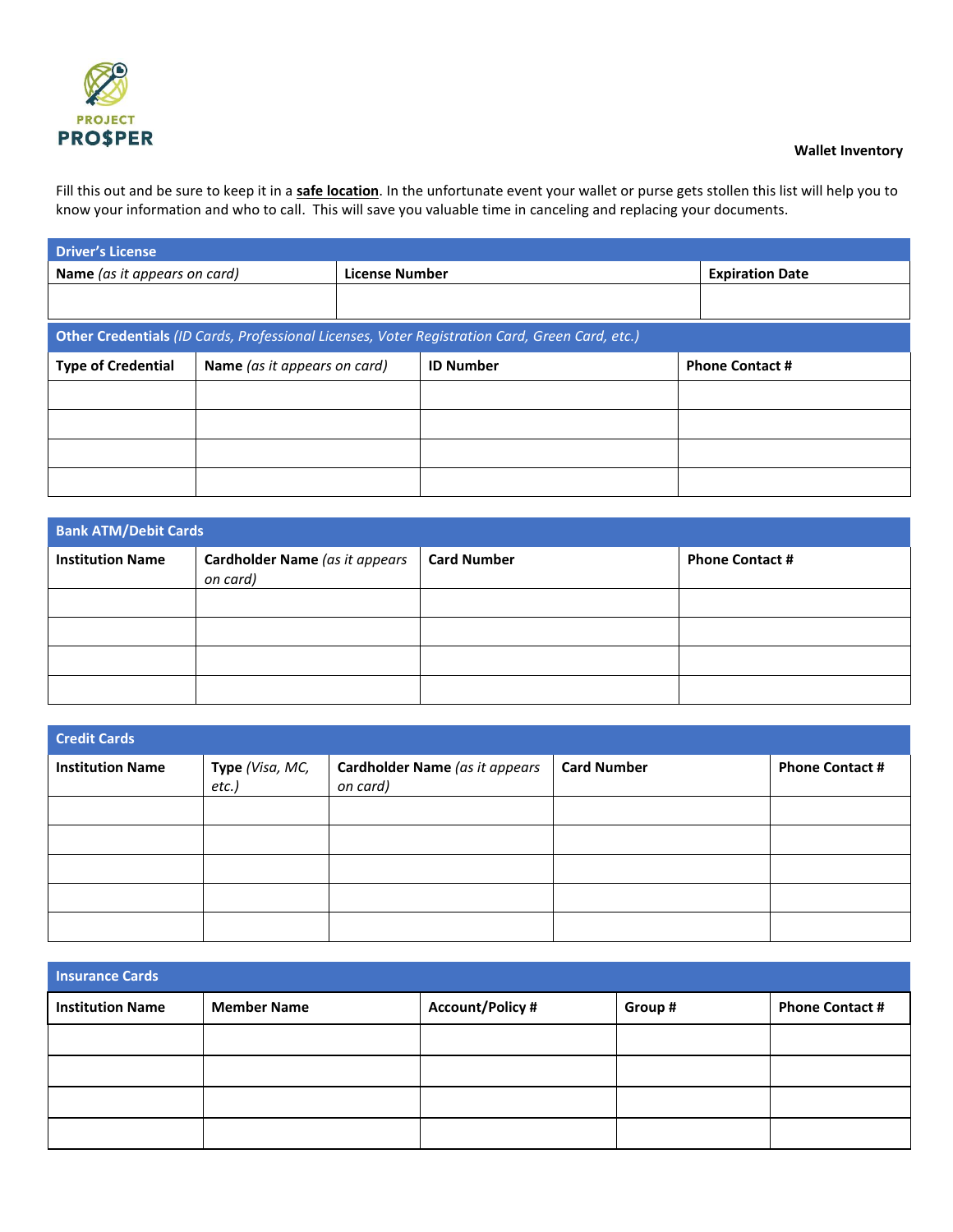PROJECT PRO$PER

**Wallet Inventory**

Fill this out and be sure to keep it in a **safe location**. In the unfortunate event your wallet or purse gets stollen this list will help you to know your information and who to call. This will save you valuable time in canceling and replacing your documents.

| **Driver's License** | | |
|---|---|---|
| **Name** *(as it appears on card)* | **License Number** | **Expiration Date** |
| | | |

| **Other Credentials** *(ID Cards, Professional Licenses, Voter Registration Card, Green Card, etc.)* | | | |
|---|---|---|---|
| **Type of Credential** | **Name** *(as it appears on card)* | **ID Number** | **Phone Contact #** |
| | | | |
| | | | |
| | | | |
| | | | |

| **Bank ATM/Debit Cards** | | | |
|---|---|---|---|
| **Institution Name** | **Cardholder Name** *(as it appears on card)* | **Card Number** | **Phone Contact #** |
| | | | |
| | | | |
| | | | |
| | | | |

| **Credit Cards** | | | | |
|---|---|---|---|---|
| **Institution Name** | **Type** *(Visa, MC, etc.)* | **Cardholder Name** *(as it appears on card)* | **Card Number** | **Phone Contact #** |
| | | | | |
| | | | | |
| | | | | |
| | | | | |
| | | | | |

| **Insurance Cards** | | | | |
|---|---|---|---|---|
| **Institution Name** | **Member Name** | **Account/Policy #** | **Group #** | **Phone Contact #** |
| | | | | |
| | | | | |
| | | | | |
| | | | | |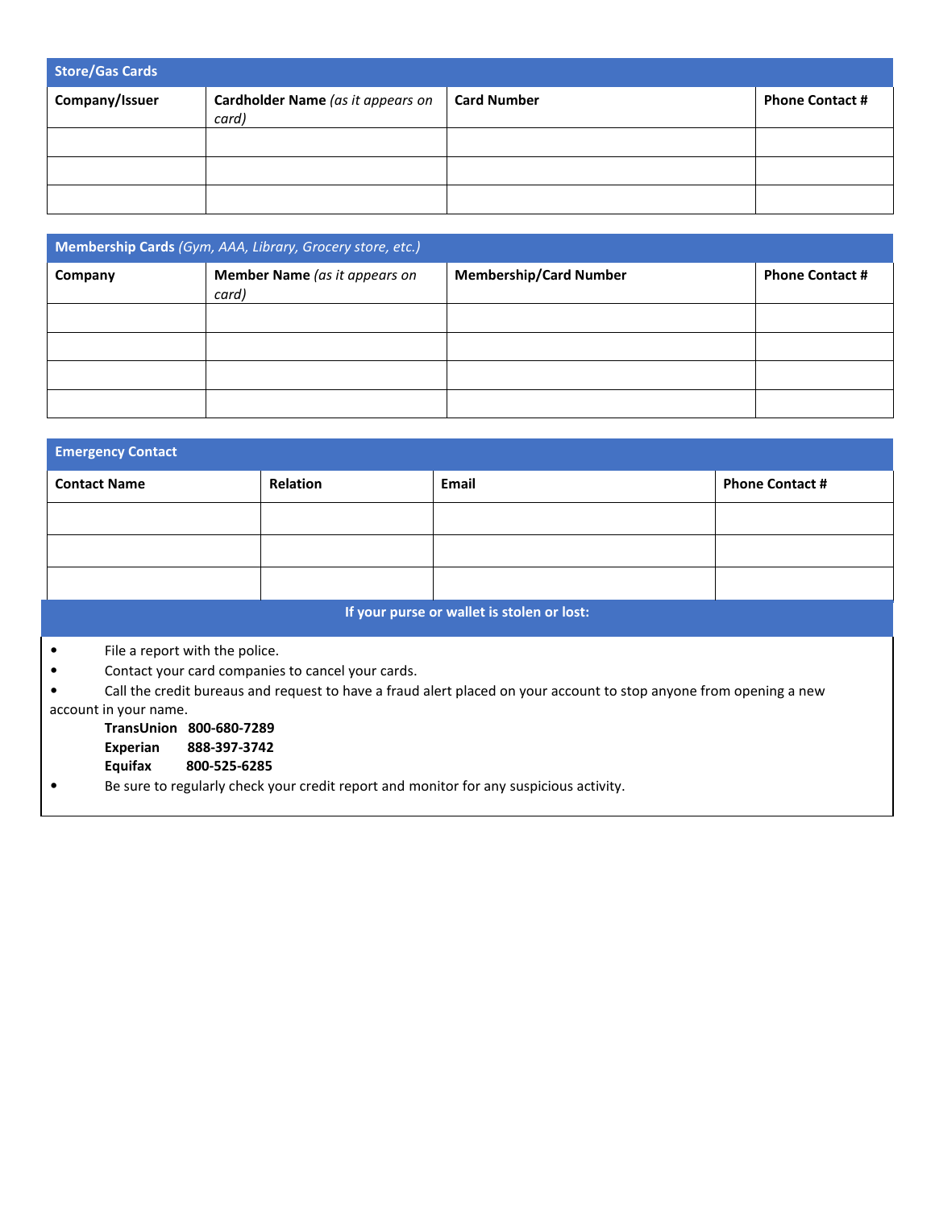## Store/Gas Cards

| Company/Issuer | Cardholder Name *(as it appears on card)* | Card Number | Phone Contact # |
|---|---|---|---|
| | | | |
| | | | |
| | | | |

## Membership Cards *(Gym, AAA, Library, Grocery store, etc.)*

| Company | Member Name *(as it appears on card)* | Membership/Card Number | Phone Contact # |
|---|---|---|---|
| | | | |
| | | | |
| | | | |
| | | | |

## Emergency Contact

| Contact Name | Relation | Email | Phone Contact # |
|---|---|---|---|
| | | | |
| | | | |
| | | | |

## If your purse or wallet is stolen or lost:

- File a report with the police.
- Contact your card companies to cancel your cards.
- Call the credit bureaus and request to have a fraud alert placed on your account to stop anyone from opening a new account in your name.

  **TransUnion 800-680-7289**
  **Experian 888-397-3742**
  **Equifax 800-525-6285**
- Be sure to regularly check your credit report and monitor for any suspicious activity.